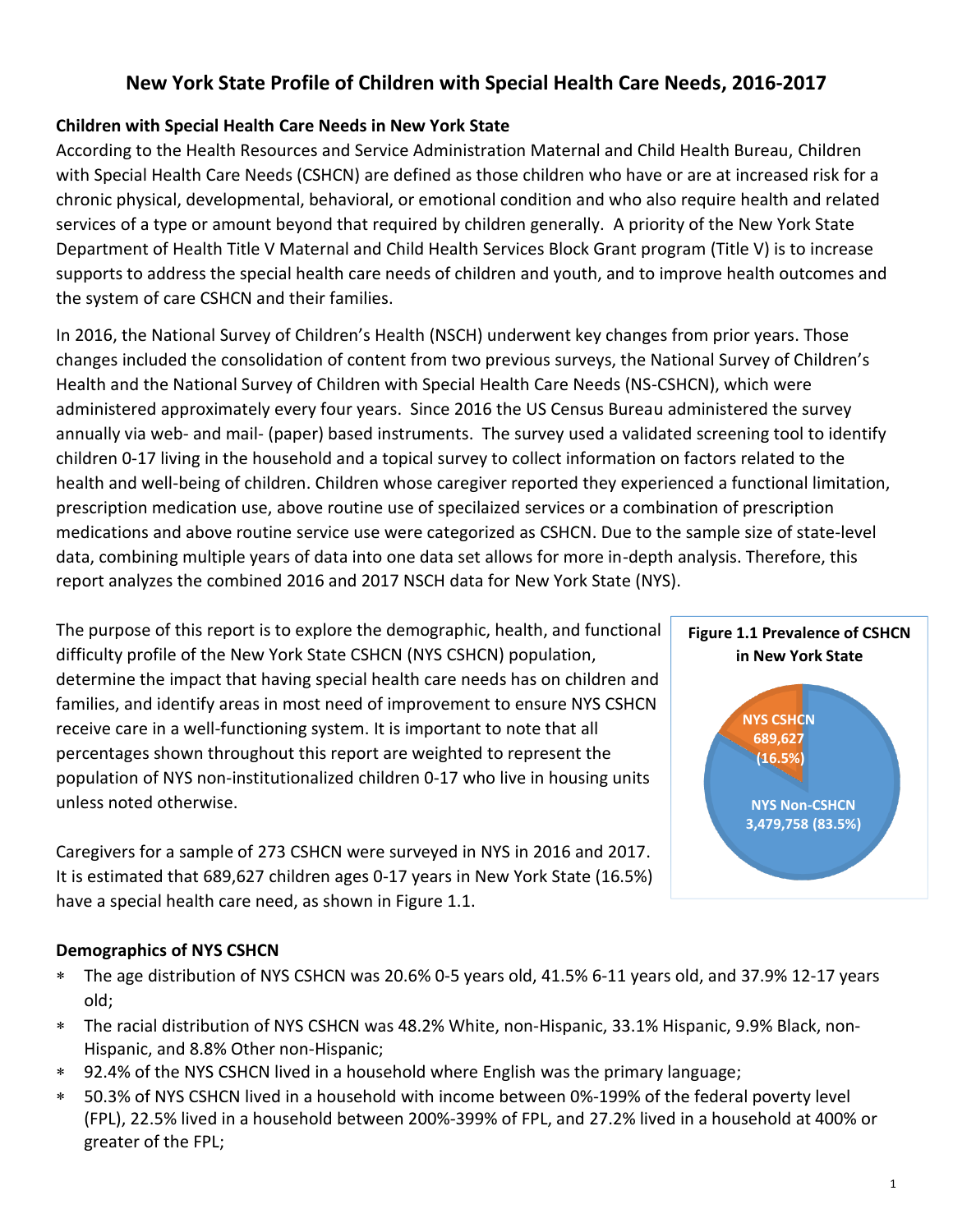# New York State Profile of Children with Special Health Care Needs, 2016-2017

## Children with Special Health Care Needs in New York State

According to the Health Resources and Service Administration Maternal and Child Health Bureau, Children with Special Health Care Needs (CSHCN) are defined as those children who have or are at increased risk for a chronic physical, developmental, behavioral, or emotional condition and who also require health and related services of a type or amount beyond that required by children generally. A priority of the New York State Department of Health Title V Maternal and Child Health Services Block Grant program (Title V) is to increase supports to address the special health care needs of children and youth, and to improve health outcomes and the system of care CSHCN and their families.

In 2016, the National Survey of Children's Health (NSCH) underwent key changes from prior years. Those changes included the consolidation of content from two previous surveys, the National Survey of Children's Health and the National Survey of Children with Special Health Care Needs (NS-CSHCN), which were administered approximately every four years. Since 2016 the US Census Bureau administered the survey annually via web- and mail- (paper) based instruments. The survey used a validated screening tool to identify children 0-17 living in the household and a topical survey to collect information on factors related to the health and well-being of children. Children whose caregiver reported they experienced a functional limitation, prescription medication use, above routine use of specilaized services or a combination of prescription medications and above routine service use were categorized as CSHCN. Due to the sample size of state-level data, combining multiple years of data into one data set allows for more in-depth analysis. Therefore, this report analyzes the combined 2016 and 2017 NSCH data for New York State (NYS).

The purpose of this report is to explore the demographic, health, and functional difficulty profile of the New York State CSHCN (NYS CSHCN) population, determine the impact that having special health care needs has on children and families, and identify areas in most need of improvement to ensure NYS CSHCN receive care in a well-functioning system. It is important to note that all percentages shown throughout this report are weighted to represent the population of NYS non-institutionalized children 0-17 who live in housing units unless noted otherwise.

**Figure 1.1 Prevalence of CSHCN in New York State**

NYS CSHCN
689,627
(16.5%)

NYS Non-CSHCN
3,479,758 (83.5%)

Caregivers for a sample of 273 CSHCN were surveyed in NYS in 2016 and 2017. It is estimated that 689,627 children ages 0-17 years in New York State (16.5%) have a special health care need, as shown in Figure 1.1.

## Demographics of NYS CSHCN

- The age distribution of NYS CSHCN was 20.6% 0-5 years old, 41.5% 6-11 years old, and 37.9% 12-17 years old;
- The racial distribution of NYS CSHCN was 48.2% White, non-Hispanic, 33.1% Hispanic, 9.9% Black, non-Hispanic, and 8.8% Other non-Hispanic;
- 92.4% of the NYS CSHCN lived in a household where English was the primary language;
- 50.3% of NYS CSHCN lived in a household with income between 0%-199% of the federal poverty level (FPL), 22.5% lived in a household between 200%-399% of FPL, and 27.2% lived in a household at 400% or greater of the FPL;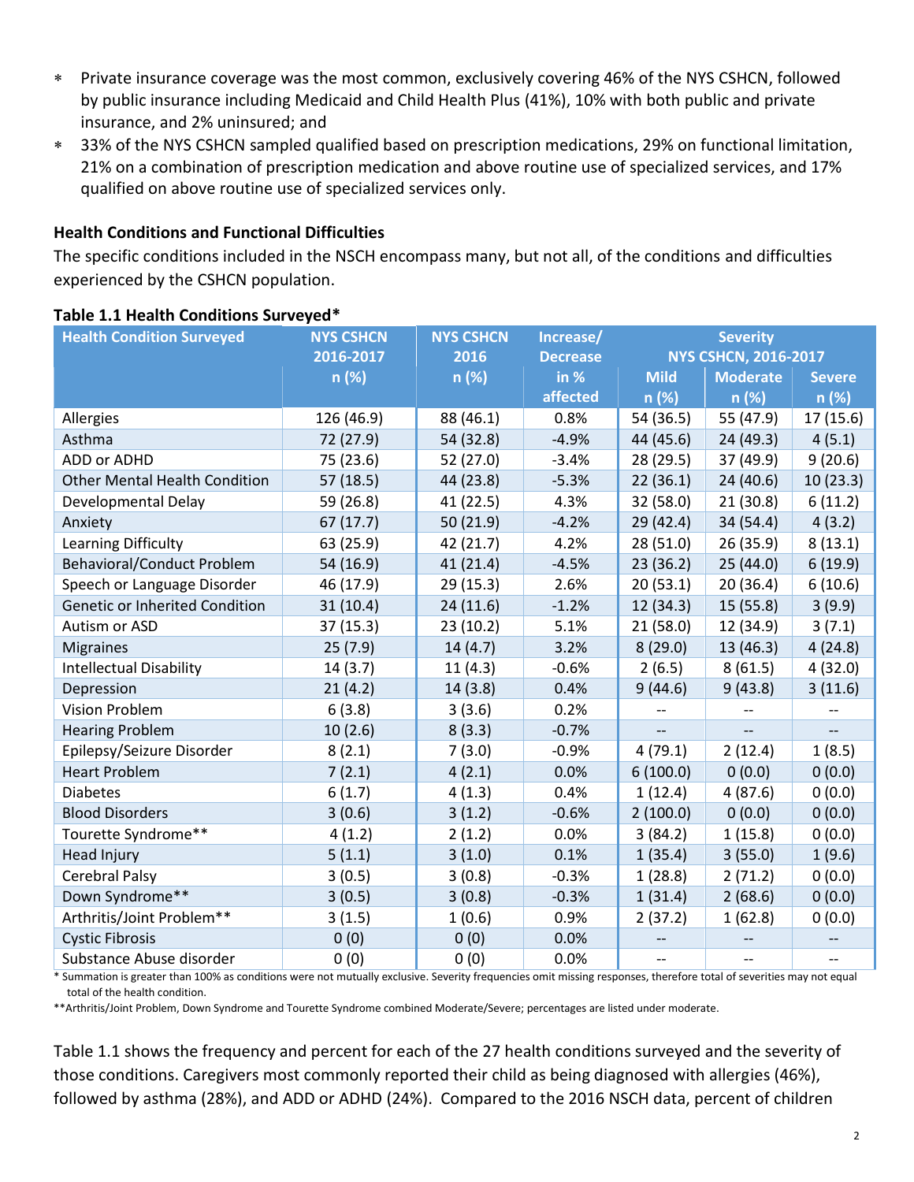- Private insurance coverage was the most common, exclusively covering 46% of the NYS CSHCN, followed by public insurance including Medicaid and Child Health Plus (41%), 10% with both public and private insurance, and 2% uninsured; and
- 33% of the NYS CSHCN sampled qualified based on prescription medications, 29% on functional limitation, 21% on a combination of prescription medication and above routine use of specialized services, and 17% qualified on above routine use of specialized services only.

### Health Conditions and Functional Difficulties

The specific conditions included in the NSCH encompass many, but not all, of the conditions and difficulties experienced by the CSHCN population.

**Table 1.1 Health Conditions Surveyed***

| Health Condition Surveyed | NYS CSHCN 2016-2017 n (%) | NYS CSHCN 2016 n (%) | Increase/ Decrease in % affected | Severity NYS CSHCN, 2016-2017 | | |
|---|---|---|---|---|---|---|
| | | | | Mild n (%) | Moderate n (%) | Severe n (%) |
| Allergies | 126 (46.9) | 88 (46.1) | 0.8% | 54 (36.5) | 55 (47.9) | 17 (15.6) |
| Asthma | 72 (27.9) | 54 (32.8) | -4.9% | 44 (45.6) | 24 (49.3) | 4 (5.1) |
| ADD or ADHD | 75 (23.6) | 52 (27.0) | -3.4% | 28 (29.5) | 37 (49.9) | 9 (20.6) |
| Other Mental Health Condition | 57 (18.5) | 44 (23.8) | -5.3% | 22 (36.1) | 24 (40.6) | 10 (23.3) |
| Developmental Delay | 59 (26.8) | 41 (22.5) | 4.3% | 32 (58.0) | 21 (30.8) | 6 (11.2) |
| Anxiety | 67 (17.7) | 50 (21.9) | -4.2% | 29 (42.4) | 34 (54.4) | 4 (3.2) |
| Learning Difficulty | 63 (25.9) | 42 (21.7) | 4.2% | 28 (51.0) | 26 (35.9) | 8 (13.1) |
| Behavioral/Conduct Problem | 54 (16.9) | 41 (21.4) | -4.5% | 23 (36.2) | 25 (44.0) | 6 (19.9) |
| Speech or Language Disorder | 46 (17.9) | 29 (15.3) | 2.6% | 20 (53.1) | 20 (36.4) | 6 (10.6) |
| Genetic or Inherited Condition | 31 (10.4) | 24 (11.6) | -1.2% | 12 (34.3) | 15 (55.8) | 3 (9.9) |
| Autism or ASD | 37 (15.3) | 23 (10.2) | 5.1% | 21 (58.0) | 12 (34.9) | 3 (7.1) |
| Migraines | 25 (7.9) | 14 (4.7) | 3.2% | 8 (29.0) | 13 (46.3) | 4 (24.8) |
| Intellectual Disability | 14 (3.7) | 11 (4.3) | -0.6% | 2 (6.5) | 8 (61.5) | 4 (32.0) |
| Depression | 21 (4.2) | 14 (3.8) | 0.4% | 9 (44.6) | 9 (43.8) | 3 (11.6) |
| Vision Problem | 6 (3.8) | 3 (3.6) | 0.2% | -- | -- | -- |
| Hearing Problem | 10 (2.6) | 8 (3.3) | -0.7% | -- | -- | -- |
| Epilepsy/Seizure Disorder | 8 (2.1) | 7 (3.0) | -0.9% | 4 (79.1) | 2 (12.4) | 1 (8.5) |
| Heart Problem | 7 (2.1) | 4 (2.1) | 0.0% | 6 (100.0) | 0 (0.0) | 0 (0.0) |
| Diabetes | 6 (1.7) | 4 (1.3) | 0.4% | 1 (12.4) | 4 (87.6) | 0 (0.0) |
| Blood Disorders | 3 (0.6) | 3 (1.2) | -0.6% | 2 (100.0) | 0 (0.0) | 0 (0.0) |
| Tourette Syndrome** | 4 (1.2) | 2 (1.2) | 0.0% | 3 (84.2) | 1 (15.8) | 0 (0.0) |
| Head Injury | 5 (1.1) | 3 (1.0) | 0.1% | 1 (35.4) | 3 (55.0) | 1 (9.6) |
| Cerebral Palsy | 3 (0.5) | 3 (0.8) | -0.3% | 1 (28.8) | 2 (71.2) | 0 (0.0) |
| Down Syndrome** | 3 (0.5) | 3 (0.8) | -0.3% | 1 (31.4) | 2 (68.6) | 0 (0.0) |
| Arthritis/Joint Problem** | 3 (1.5) | 1 (0.6) | 0.9% | 2 (37.2) | 1 (62.8) | 0 (0.0) |
| Cystic Fibrosis | 0 (0) | 0 (0) | 0.0% | -- | -- | -- |
| Substance Abuse disorder | 0 (0) | 0 (0) | 0.0% | -- | -- | -- |

\* Summation is greater than 100% as conditions were not mutually exclusive. Severity frequencies omit missing responses, therefore total of severities may not equal total of the health condition.

**Arthritis/Joint Problem, Down Syndrome and Tourette Syndrome combined Moderate/Severe; percentages are listed under moderate.

Table 1.1 shows the frequency and percent for each of the 27 health conditions surveyed and the severity of those conditions. Caregivers most commonly reported their child as being diagnosed with allergies (46%), followed by asthma (28%), and ADD or ADHD (24%). Compared to the 2016 NSCH data, percent of children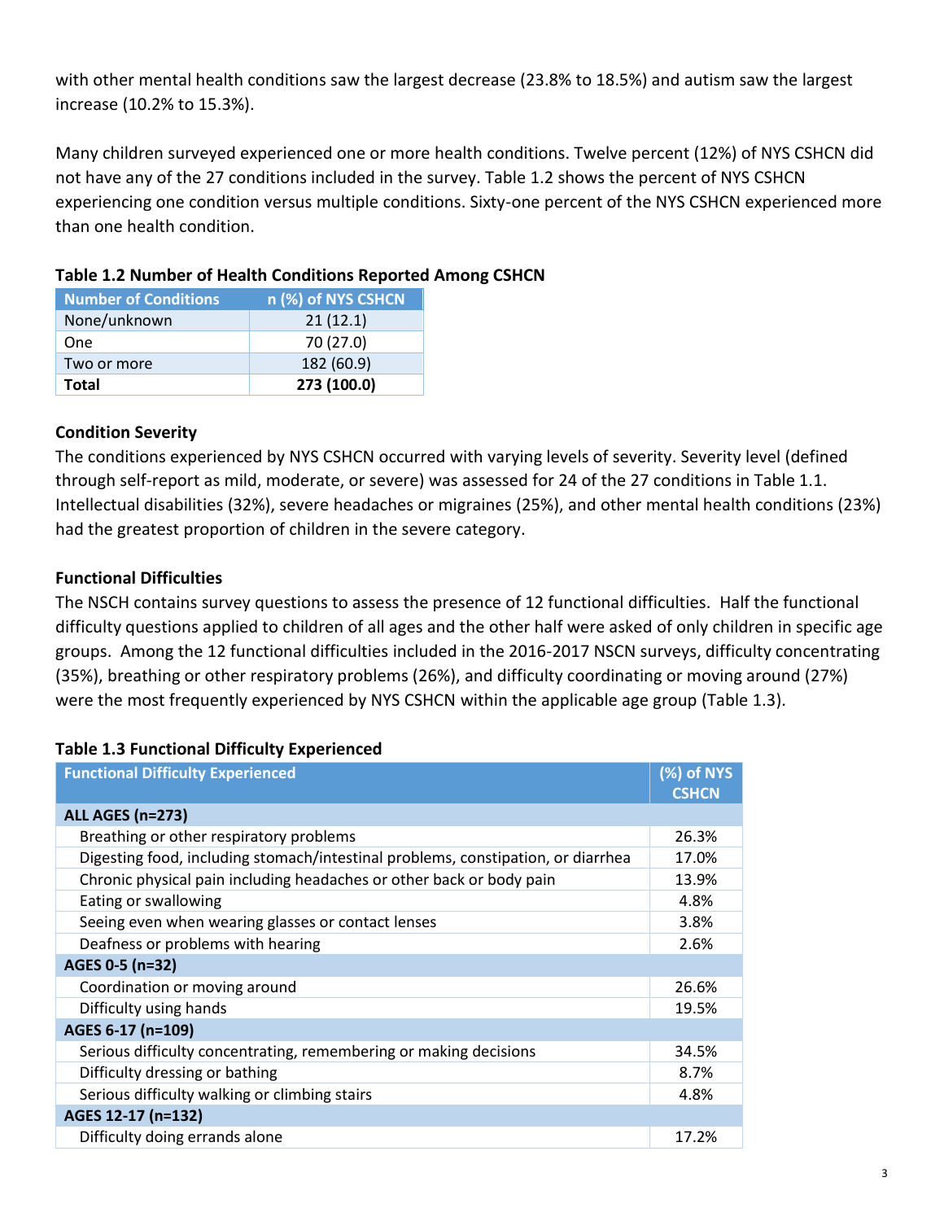with other mental health conditions saw the largest decrease (23.8% to 18.5%) and autism saw the largest increase (10.2% to 15.3%).

Many children surveyed experienced one or more health conditions. Twelve percent (12%) of NYS CSHCN did not have any of the 27 conditions included in the survey. Table 1.2 shows the percent of NYS CSHCN experiencing one condition versus multiple conditions. Sixty-one percent of the NYS CSHCN experienced more than one health condition.

**Table 1.2 Number of Health Conditions Reported Among CSHCN**

| Number of Conditions | n (%) of NYS CSHCN |
|---|---|
| None/unknown | 21 (12.1) |
| One | 70 (27.0) |
| Two or more | 182 (60.9) |
| **Total** | **273 (100.0)** |

### Condition Severity

The conditions experienced by NYS CSHCN occurred with varying levels of severity. Severity level (defined through self-report as mild, moderate, or severe) was assessed for 24 of the 27 conditions in Table 1.1. Intellectual disabilities (32%), severe headaches or migraines (25%), and other mental health conditions (23%) had the greatest proportion of children in the severe category.

### Functional Difficulties

The NSCH contains survey questions to assess the presence of 12 functional difficulties. Half the functional difficulty questions applied to children of all ages and the other half were asked of only children in specific age groups. Among the 12 functional difficulties included in the 2016-2017 NSCN surveys, difficulty concentrating (35%), breathing or other respiratory problems (26%), and difficulty coordinating or moving around (27%) were the most frequently experienced by NYS CSHCN within the applicable age group (Table 1.3).

**Table 1.3 Functional Difficulty Experienced**

| Functional Difficulty Experienced | (%) of NYS CSHCN |
|---|---|
| **ALL AGES (n=273)** | |
| Breathing or other respiratory problems | 26.3% |
| Digesting food, including stomach/intestinal problems, constipation, or diarrhea | 17.0% |
| Chronic physical pain including headaches or other back or body pain | 13.9% |
| Eating or swallowing | 4.8% |
| Seeing even when wearing glasses or contact lenses | 3.8% |
| Deafness or problems with hearing | 2.6% |
| **AGES 0-5 (n=32)** | |
| Coordination or moving around | 26.6% |
| Difficulty using hands | 19.5% |
| **AGES 6-17 (n=109)** | |
| Serious difficulty concentrating, remembering or making decisions | 34.5% |
| Difficulty dressing or bathing | 8.7% |
| Serious difficulty walking or climbing stairs | 4.8% |
| **AGES 12-17 (n=132)** | |
| Difficulty doing errands alone | 17.2% |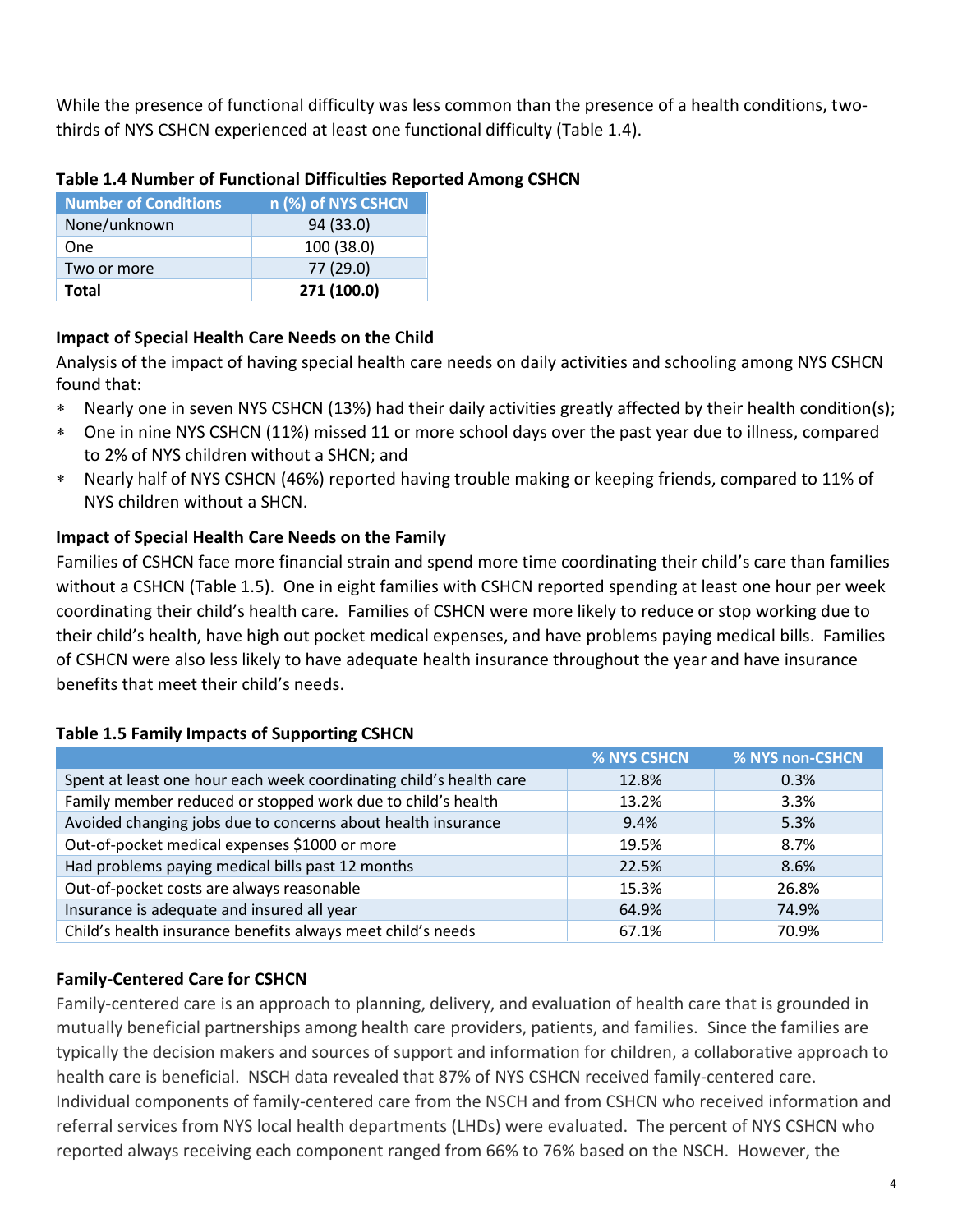While the presence of functional difficulty was less common than the presence of a health conditions, two-thirds of NYS CSHCN experienced at least one functional difficulty (Table 1.4).

**Table 1.4 Number of Functional Difficulties Reported Among CSHCN**

| Number of Conditions | n (%) of NYS CSHCN |
|---|---|
| None/unknown | 94 (33.0) |
| One | 100 (38.0) |
| Two or more | 77 (29.0) |
| **Total** | **271 (100.0)** |

### Impact of Special Health Care Needs on the Child

Analysis of the impact of having special health care needs on daily activities and schooling among NYS CSHCN found that:

- Nearly one in seven NYS CSHCN (13%) had their daily activities greatly affected by their health condition(s);
- One in nine NYS CSHCN (11%) missed 11 or more school days over the past year due to illness, compared to 2% of NYS children without a SHCN; and
- Nearly half of NYS CSHCN (46%) reported having trouble making or keeping friends, compared to 11% of NYS children without a SHCN.

### Impact of Special Health Care Needs on the Family

Families of CSHCN face more financial strain and spend more time coordinating their child's care than families without a CSHCN (Table 1.5). One in eight families with CSHCN reported spending at least one hour per week coordinating their child's health care. Families of CSHCN were more likely to reduce or stop working due to their child's health, have high out pocket medical expenses, and have problems paying medical bills. Families of CSHCN were also less likely to have adequate health insurance throughout the year and have insurance benefits that meet their child's needs.

**Table 1.5 Family Impacts of Supporting CSHCN**

| | % NYS CSHCN | % NYS non-CSHCN |
|---|---|---|
| Spent at least one hour each week coordinating child's health care | 12.8% | 0.3% |
| Family member reduced or stopped work due to child's health | 13.2% | 3.3% |
| Avoided changing jobs due to concerns about health insurance | 9.4% | 5.3% |
| Out-of-pocket medical expenses $1000 or more | 19.5% | 8.7% |
| Had problems paying medical bills past 12 months | 22.5% | 8.6% |
| Out-of-pocket costs are always reasonable | 15.3% | 26.8% |
| Insurance is adequate and insured all year | 64.9% | 74.9% |
| Child's health insurance benefits always meet child's needs | 67.1% | 70.9% |

### Family-Centered Care for CSHCN

Family-centered care is an approach to planning, delivery, and evaluation of health care that is grounded in mutually beneficial partnerships among health care providers, patients, and families. Since the families are typically the decision makers and sources of support and information for children, a collaborative approach to health care is beneficial. NSCH data revealed that 87% of NYS CSHCN received family-centered care. Individual components of family-centered care from the NSCH and from CSHCN who received information and referral services from NYS local health departments (LHDs) were evaluated. The percent of NYS CSHCN who reported always receiving each component ranged from 66% to 76% based on the NSCH. However, the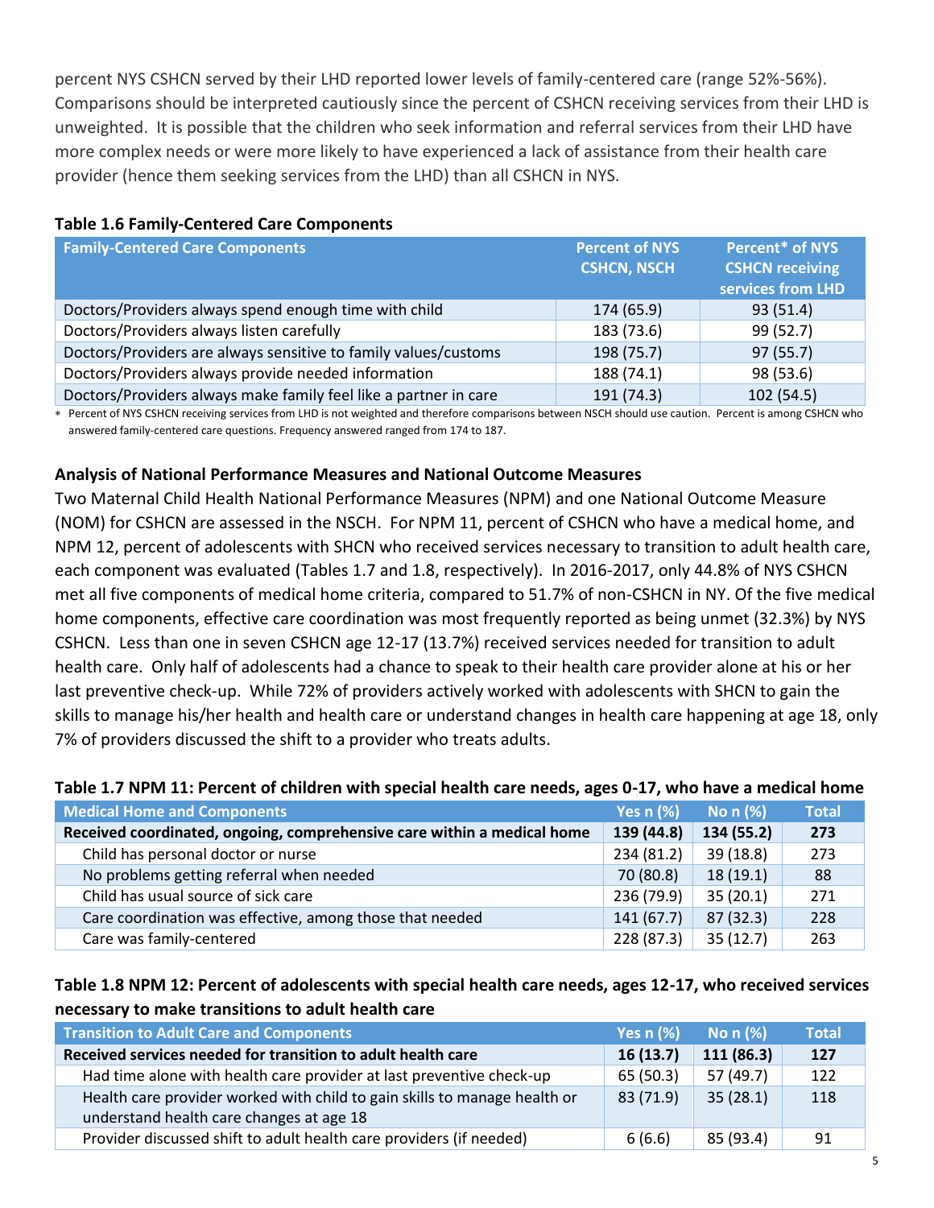percent NYS CSHCN served by their LHD reported lower levels of family-centered care (range 52%-56%). Comparisons should be interpreted cautiously since the percent of CSHCN receiving services from their LHD is unweighted. It is possible that the children who seek information and referral services from their LHD have more complex needs or were more likely to have experienced a lack of assistance from their health care provider (hence them seeking services from the LHD) than all CSHCN in NYS.

### Table 1.6 Family-Centered Care Components

| Family-Centered Care Components | Percent of NYS CSHCN, NSCH | Percent* of NYS CSHCN receiving services from LHD |
|---|---|---|
| Doctors/Providers always spend enough time with child | 174 (65.9) | 93 (51.4) |
| Doctors/Providers always listen carefully | 183 (73.6) | 99 (52.7) |
| Doctors/Providers are always sensitive to family values/customs | 198 (75.7) | 97 (55.7) |
| Doctors/Providers always provide needed information | 188 (74.1) | 98 (53.6) |
| Doctors/Providers always make family feel like a partner in care | 191 (74.3) | 102 (54.5) |

* Percent of NYS CSHCN receiving services from LHD is not weighted and therefore comparisons between NSCH should use caution. Percent is among CSHCN who answered family-centered care questions. Frequency answered ranged from 174 to 187.

### Analysis of National Performance Measures and National Outcome Measures

Two Maternal Child Health National Performance Measures (NPM) and one National Outcome Measure (NOM) for CSHCN are assessed in the NSCH. For NPM 11, percent of CSHCN who have a medical home, and NPM 12, percent of adolescents with SHCN who received services necessary to transition to adult health care, each component was evaluated (Tables 1.7 and 1.8, respectively). In 2016-2017, only 44.8% of NYS CSHCN met all five components of medical home criteria, compared to 51.7% of non-CSHCN in NY. Of the five medical home components, effective care coordination was most frequently reported as being unmet (32.3%) by NYS CSHCN. Less than one in seven CSHCN age 12-17 (13.7%) received services needed for transition to adult health care. Only half of adolescents had a chance to speak to their health care provider alone at his or her last preventive check-up. While 72% of providers actively worked with adolescents with SHCN to gain the skills to manage his/her health and health care or understand changes in health care happening at age 18, only 7% of providers discussed the shift to a provider who treats adults.

### Table 1.7 NPM 11: Percent of children with special health care needs, ages 0-17, who have a medical home

| Medical Home and Components | Yes n (%) | No n (%) | Total |
|---|---|---|---|
| **Received coordinated, ongoing, comprehensive care within a medical home** | **139 (44.8)** | **134 (55.2)** | **273** |
| Child has personal doctor or nurse | 234 (81.2) | 39 (18.8) | 273 |
| No problems getting referral when needed | 70 (80.8) | 18 (19.1) | 88 |
| Child has usual source of sick care | 236 (79.9) | 35 (20.1) | 271 |
| Care coordination was effective, among those that needed | 141 (67.7) | 87 (32.3) | 228 |
| Care was family-centered | 228 (87.3) | 35 (12.7) | 263 |

### Table 1.8 NPM 12: Percent of adolescents with special health care needs, ages 12-17, who received services necessary to make transitions to adult health care

| Transition to Adult Care and Components | Yes n (%) | No n (%) | Total |
|---|---|---|---|
| **Received services needed for transition to adult health care** | **16 (13.7)** | **111 (86.3)** | **127** |
| Had time alone with health care provider at last preventive check-up | 65 (50.3) | 57 (49.7) | 122 |
| Health care provider worked with child to gain skills to manage health or understand health care changes at age 18 | 83 (71.9) | 35 (28.1) | 118 |
| Provider discussed shift to adult health care providers (if needed) | 6 (6.6) | 85 (93.4) | 91 |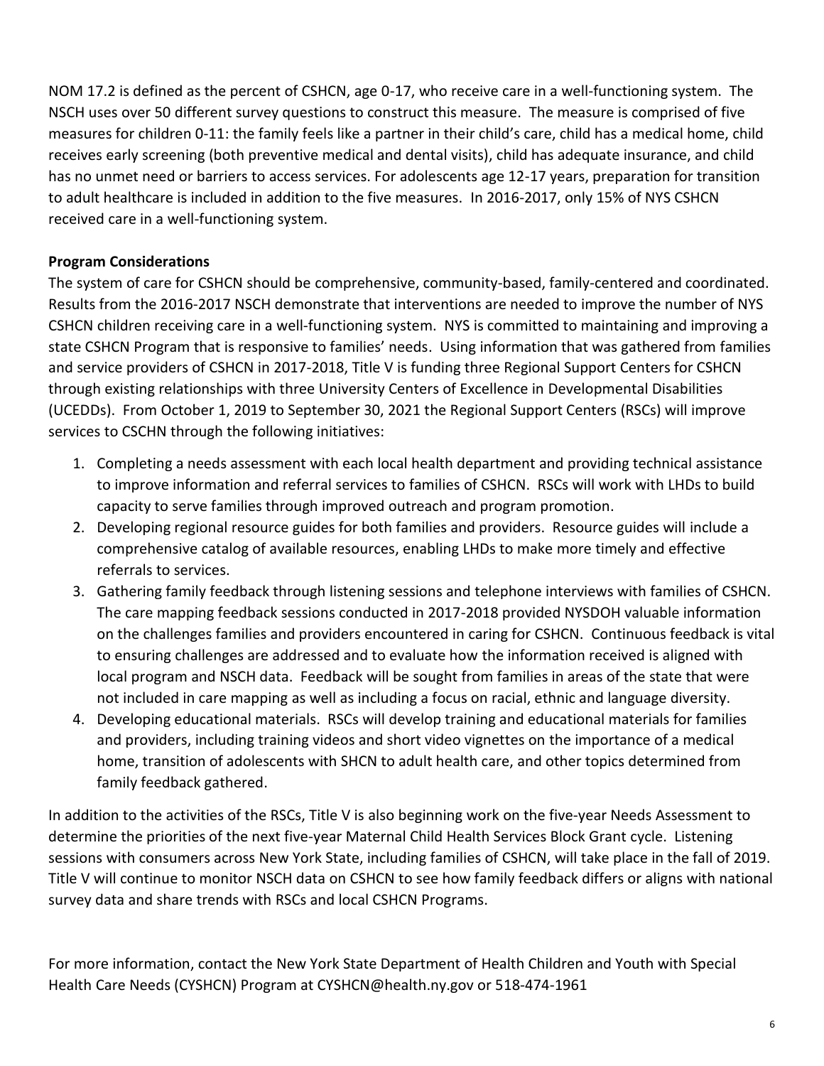NOM 17.2 is defined as the percent of CSHCN, age 0-17, who receive care in a well-functioning system. The NSCH uses over 50 different survey questions to construct this measure. The measure is comprised of five measures for children 0-11: the family feels like a partner in their child's care, child has a medical home, child receives early screening (both preventive medical and dental visits), child has adequate insurance, and child has no unmet need or barriers to access services. For adolescents age 12-17 years, preparation for transition to adult healthcare is included in addition to the five measures. In 2016-2017, only 15% of NYS CSHCN received care in a well-functioning system.

**Program Considerations**

The system of care for CSHCN should be comprehensive, community-based, family-centered and coordinated. Results from the 2016-2017 NSCH demonstrate that interventions are needed to improve the number of NYS CSHCN children receiving care in a well-functioning system. NYS is committed to maintaining and improving a state CSHCN Program that is responsive to families' needs. Using information that was gathered from families and service providers of CSHCN in 2017-2018, Title V is funding three Regional Support Centers for CSHCN through existing relationships with three University Centers of Excellence in Developmental Disabilities (UCEDDs). From October 1, 2019 to September 30, 2021 the Regional Support Centers (RSCs) will improve services to CSCHN through the following initiatives:

1. Completing a needs assessment with each local health department and providing technical assistance to improve information and referral services to families of CSHCN. RSCs will work with LHDs to build capacity to serve families through improved outreach and program promotion.
2. Developing regional resource guides for both families and providers. Resource guides will include a comprehensive catalog of available resources, enabling LHDs to make more timely and effective referrals to services.
3. Gathering family feedback through listening sessions and telephone interviews with families of CSHCN. The care mapping feedback sessions conducted in 2017-2018 provided NYSDOH valuable information on the challenges families and providers encountered in caring for CSHCN. Continuous feedback is vital to ensuring challenges are addressed and to evaluate how the information received is aligned with local program and NSCH data. Feedback will be sought from families in areas of the state that were not included in care mapping as well as including a focus on racial, ethnic and language diversity.
4. Developing educational materials. RSCs will develop training and educational materials for families and providers, including training videos and short video vignettes on the importance of a medical home, transition of adolescents with SHCN to adult health care, and other topics determined from family feedback gathered.

In addition to the activities of the RSCs, Title V is also beginning work on the five-year Needs Assessment to determine the priorities of the next five-year Maternal Child Health Services Block Grant cycle. Listening sessions with consumers across New York State, including families of CSHCN, will take place in the fall of 2019. Title V will continue to monitor NSCH data on CSHCN to see how family feedback differs or aligns with national survey data and share trends with RSCs and local CSHCN Programs.

For more information, contact the New York State Department of Health Children and Youth with Special Health Care Needs (CYSHCN) Program at CYSHCN@health.ny.gov or 518-474-1961